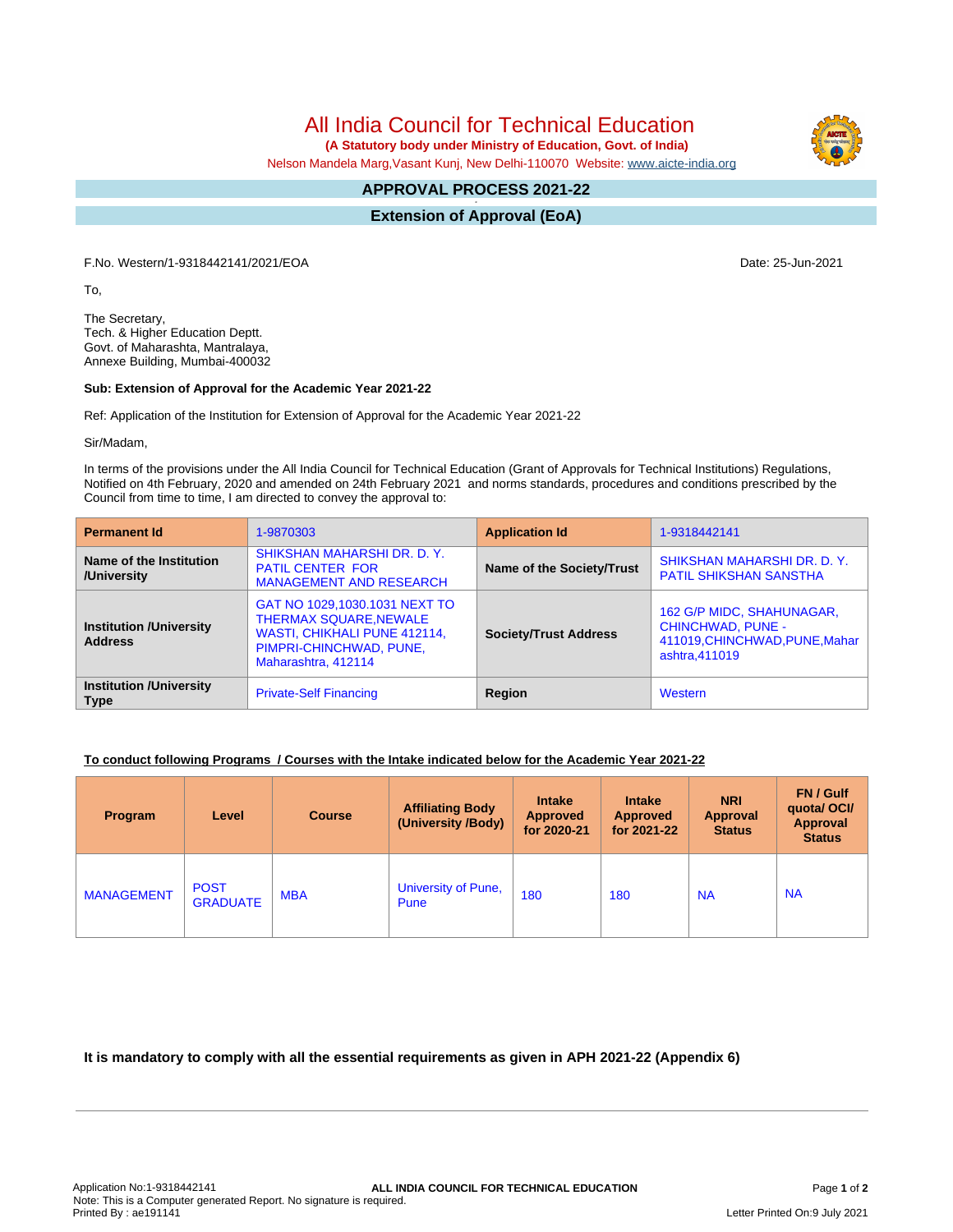# All India Council for Technical Education

**(A Statutory body under Ministry of Education, Govt. of India)**

Nelson Mandela Marg,Vasant Kunj, New Delhi-110070 Website: www.aicte-india.org

## APPROVAL PROCESS 2021-22

## Extension of Approval (EoA)

F.No. Western/1-9318442141/2021/EOA

Date: 25-Jun-2021

To,

The Secretary,
Tech. & Higher Education Deptt.
Govt. of Maharashta, Mantralaya,
Annexe Building, Mumbai-400032

**Sub: Extension of Approval for the Academic Year 2021-22**

Ref: Application of the Institution for Extension of Approval for the Academic Year 2021-22

Sir/Madam,

In terms of the provisions under the All India Council for Technical Education (Grant of Approvals for Technical Institutions) Regulations, Notified on 4th February, 2020 and amended on 24th February 2021 and norms standards, procedures and conditions prescribed by the Council from time to time, I am directed to convey the approval to:

| **Permanent Id** | 1-9870303 | **Application Id** | 1-9318442141 |
|---|---|---|---|
| **Name of the Institution /University** | SHIKSHAN MAHARSHI DR. D. Y. PATIL CENTER FOR MANAGEMENT AND RESEARCH | **Name of the Society/Trust** | SHIKSHAN MAHARSHI DR. D. Y. PATIL SHIKSHAN SANSTHA |
| **Institution /University Address** | GAT NO 1029,1030.1031 NEXT TO THERMAX SQUARE,NEWALE WASTI, CHIKHALI PUNE 412114, PIMPRI-CHINCHWAD, PUNE, Maharashtra, 412114 | **Society/Trust Address** | 162 G/P MIDC, SHAHUNAGAR, CHINCHWAD, PUNE - 411019,CHINCHWAD,PUNE,Maharashtra,411019 |
| **Institution /University Type** | Private-Self Financing | **Region** | Western |

**To conduct following Programs / Courses with the Intake indicated below for the Academic Year 2021-22**

| Program | Level | Course | Affiliating Body (University /Body) | Intake Approved for 2020-21 | Intake Approved for 2021-22 | NRI Approval Status | FN / Gulf quota/ OCI/ Approval Status |
|---|---|---|---|---|---|---|---|
| MANAGEMENT | POST GRADUATE | MBA | University of Pune, Pune | 180 | 180 | NA | NA |

**It is mandatory to comply with all the essential requirements as given in APH 2021-22 (Appendix 6)**

Application No:1-9318442141
Note: This is a Computer generated Report. No signature is required.
Printed By : ae191141

Letter Printed On:9 July 2021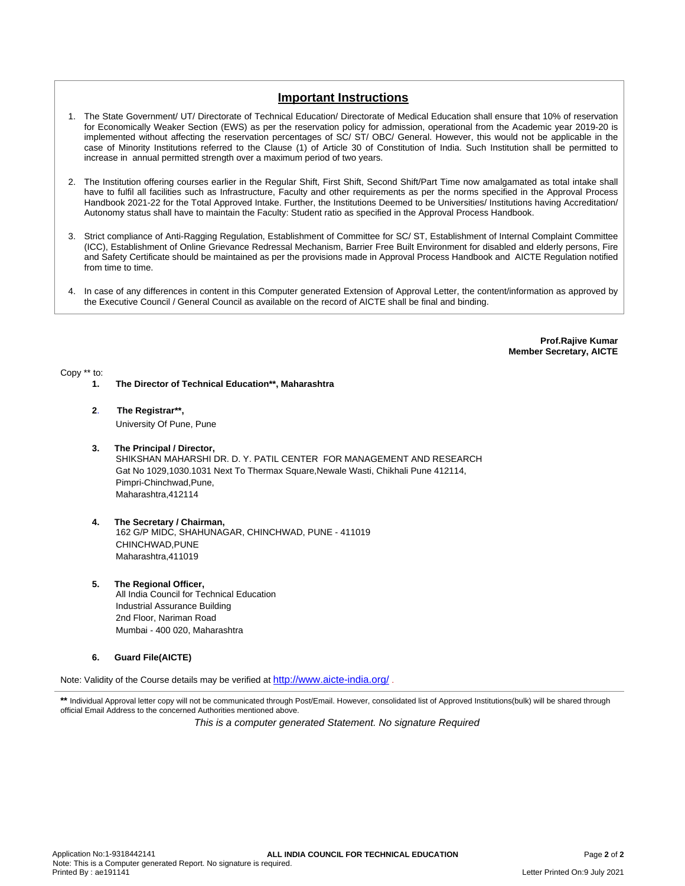## Important Instructions

1. The State Government/ UT/ Directorate of Technical Education/ Directorate of Medical Education shall ensure that 10% of reservation for Economically Weaker Section (EWS) as per the reservation policy for admission, operational from the Academic year 2019-20 is implemented without affecting the reservation percentages of SC/ ST/ OBC/ General. However, this would not be applicable in the case of Minority Institutions referred to the Clause (1) of Article 30 of Constitution of India. Such Institution shall be permitted to increase in annual permitted strength over a maximum period of two years.

2. The Institution offering courses earlier in the Regular Shift, First Shift, Second Shift/Part Time now amalgamated as total intake shall have to fulfil all facilities such as Infrastructure, Faculty and other requirements as per the norms specified in the Approval Process Handbook 2021-22 for the Total Approved Intake. Further, the Institutions Deemed to be Universities/ Institutions having Accreditation/ Autonomy status shall have to maintain the Faculty: Student ratio as specified in the Approval Process Handbook.

3. Strict compliance of Anti-Ragging Regulation, Establishment of Committee for SC/ ST, Establishment of Internal Complaint Committee (ICC), Establishment of Online Grievance Redressal Mechanism, Barrier Free Built Environment for disabled and elderly persons, Fire and Safety Certificate should be maintained as per the provisions made in Approval Process Handbook and AICTE Regulation notified from time to time.

4. In case of any differences in content in this Computer generated Extension of Approval Letter, the content/information as approved by the Executive Council / General Council as available on the record of AICTE shall be final and binding.

**Prof.Rajive Kumar**
**Member Secretary, AICTE**

Copy ** to:

1. **The Director of Technical Education**, Maharashtra**

2. **The Registrar**,**
   University Of Pune, Pune

3. **The Principal / Director,**
   SHIKSHAN MAHARSHI DR. D. Y. PATIL CENTER FOR MANAGEMENT AND RESEARCH
   Gat No 1029,1030.1031 Next To Thermax Square,Newale Wasti, Chikhali Pune 412114,
   Pimpri-Chinchwad,Pune,
   Maharashtra,412114

4. **The Secretary / Chairman,**
   162 G/P MIDC, SHAHUNAGAR, CHINCHWAD, PUNE - 411019
   CHINCHWAD,PUNE
   Maharashtra,411019

5. **The Regional Officer,**
   All India Council for Technical Education
   Industrial Assurance Building
   2nd Floor, Nariman Road
   Mumbai - 400 020, Maharashtra

6. **Guard File(AICTE)**

Note: Validity of the Course details may be verified at http://www.aicte-india.org/ .

**\*\*** Individual Approval letter copy will not be communicated through Post/Email. However, consolidated list of Approved Institutions(bulk) will be shared through official Email Address to the concerned Authorities mentioned above.

*This is a computer generated Statement. No signature Required*

Application No:1-9318442141
Note: This is a Computer generated Report. No signature is required.
Printed By : ae191141

Letter Printed On:9 July 2021